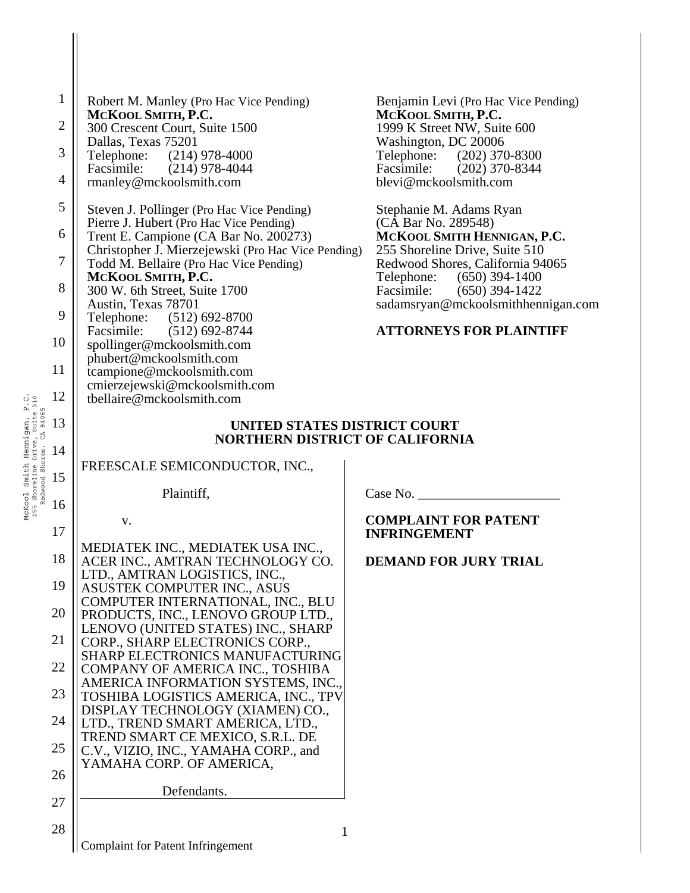Robert M. Manley (Pro Hac Vice Pending)
**MCKOOL SMITH, P.C.**
300 Crescent Court, Suite 1500
Dallas, Texas 75201
Telephone: (214) 978-4000
Facsimile: (214) 978-4044
rmanley@mckoolsmith.com

Steven J. Pollinger (Pro Hac Vice Pending)
Pierre J. Hubert (Pro Hac Vice Pending)
Trent E. Campione (CA Bar No. 200273)
Christopher J. Mierzejewski (Pro Hac Vice Pending)
Todd M. Bellaire (Pro Hac Vice Pending)
**MCKOOL SMITH, P.C.**
300 W. 6th Street, Suite 1700
Austin, Texas 78701
Telephone: (512) 692-8700
Facsimile: (512) 692-8744
spollinger@mckoolsmith.com
phubert@mckoolsmith.com
tcampione@mckoolsmith.com
cmierzejewski@mckoolsmith.com
tbellaire@mckoolsmith.com

Benjamin Levi (Pro Hac Vice Pending)
**MCKOOL SMITH, P.C.**
1999 K Street NW, Suite 600
Washington, DC 20006
Telephone: (202) 370-8300
Facsimile: (202) 370-8344
blevi@mckoolsmith.com

Stephanie M. Adams Ryan
(CA Bar No. 289548)
**MCKOOL SMITH HENNIGAN, P.C.**
255 Shoreline Drive, Suite 510
Redwood Shores, California 94065
Telephone: (650) 394-1400
Facsimile: (650) 394-1422
sadamsryan@mckoolsmithhennigan.com

**ATTORNEYS FOR PLAINTIFF**

**UNITED STATES DISTRICT COURT**
**NORTHERN DISTRICT OF CALIFORNIA**

FREESCALE SEMICONDUCTOR, INC.,

Plaintiff,

v.

MEDIATEK INC., MEDIATEK USA INC., ACER INC., AMTRAN TECHNOLOGY CO. LTD., AMTRAN LOGISTICS, INC., ASUSTEK COMPUTER INC., ASUS COMPUTER INTERNATIONAL, INC., BLU PRODUCTS, INC., LENOVO GROUP LTD., LENOVO (UNITED STATES) INC., SHARP CORP., SHARP ELECTRONICS CORP., SHARP ELECTRONICS MANUFACTURING COMPANY OF AMERICA INC., TOSHIBA AMERICA INFORMATION SYSTEMS, INC., TOSHIBA LOGISTICS AMERICA, INC., TPV DISPLAY TECHNOLOGY (XIAMEN) CO., LTD., TREND SMART AMERICA, LTD., TREND SMART CE MEXICO, S.R.L. DE C.V., VIZIO, INC., YAMAHA CORP., and YAMAHA CORP. OF AMERICA,

Defendants.

Case No. ____________________

**COMPLAINT FOR PATENT INFRINGEMENT**

**DEMAND FOR JURY TRIAL**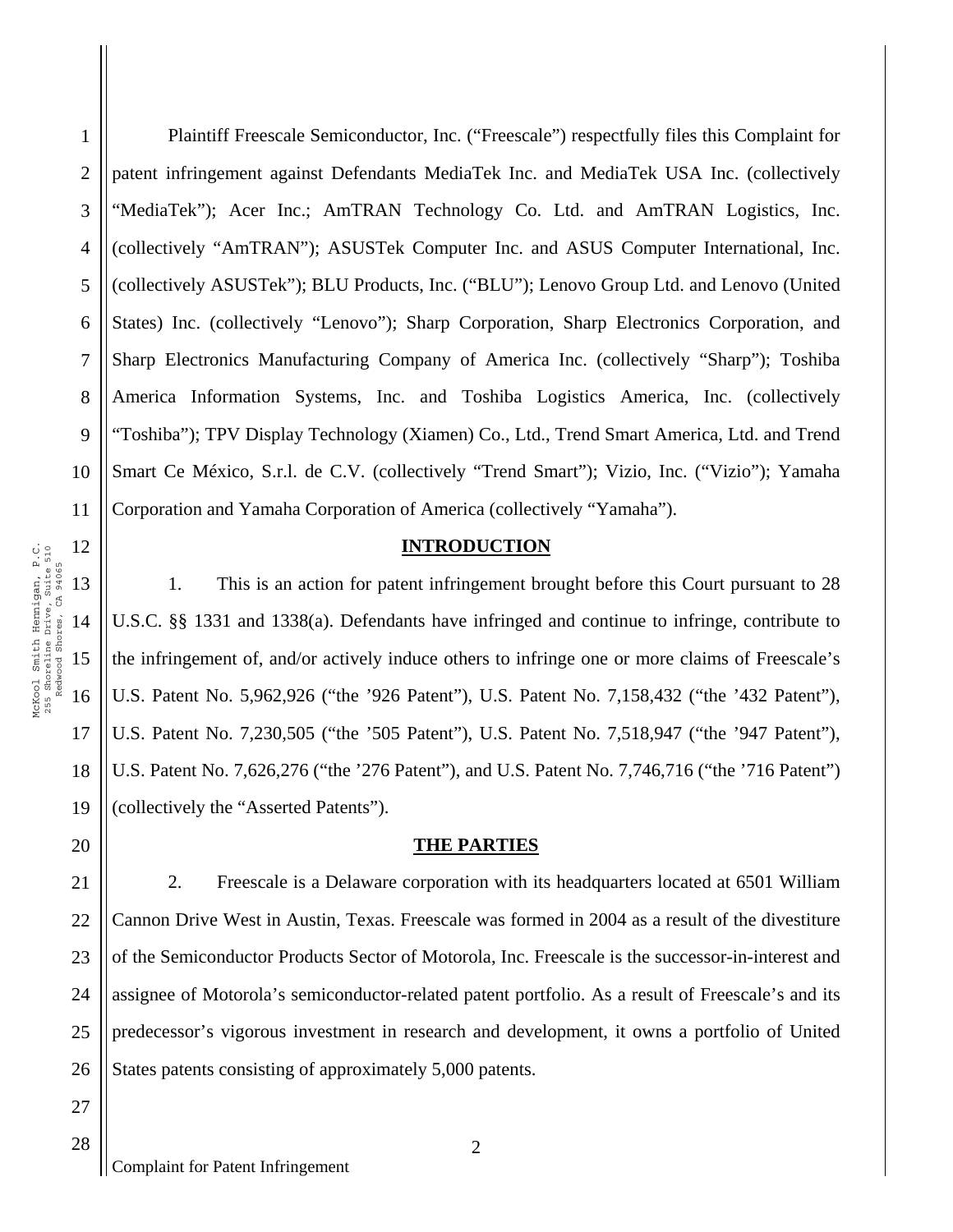Plaintiff Freescale Semiconductor, Inc. ("Freescale") respectfully files this Complaint for patent infringement against Defendants MediaTek Inc. and MediaTek USA Inc. (collectively "MediaTek"); Acer Inc.; AmTRAN Technology Co. Ltd. and AmTRAN Logistics, Inc. (collectively "AmTRAN"); ASUSTek Computer Inc. and ASUS Computer International, Inc. (collectively ASUSTek"); BLU Products, Inc. ("BLU"); Lenovo Group Ltd. and Lenovo (United States) Inc. (collectively "Lenovo"); Sharp Corporation, Sharp Electronics Corporation, and Sharp Electronics Manufacturing Company of America Inc. (collectively "Sharp"); Toshiba America Information Systems, Inc. and Toshiba Logistics America, Inc. (collectively "Toshiba"); TPV Display Technology (Xiamen) Co., Ltd., Trend Smart America, Ltd. and Trend Smart Ce México, S.r.l. de C.V. (collectively "Trend Smart"); Vizio, Inc. ("Vizio"); Yamaha Corporation and Yamaha Corporation of America (collectively "Yamaha").

## INTRODUCTION

1. This is an action for patent infringement brought before this Court pursuant to 28 U.S.C. §§ 1331 and 1338(a). Defendants have infringed and continue to infringe, contribute to the infringement of, and/or actively induce others to infringe one or more claims of Freescale's U.S. Patent No. 5,962,926 ("the '926 Patent"), U.S. Patent No. 7,158,432 ("the '432 Patent"), U.S. Patent No. 7,230,505 ("the '505 Patent"), U.S. Patent No. 7,518,947 ("the '947 Patent"), U.S. Patent No. 7,626,276 ("the '276 Patent"), and U.S. Patent No. 7,746,716 ("the '716 Patent") (collectively the "Asserted Patents").

## THE PARTIES

2. Freescale is a Delaware corporation with its headquarters located at 6501 William Cannon Drive West in Austin, Texas. Freescale was formed in 2004 as a result of the divestiture of the Semiconductor Products Sector of Motorola, Inc. Freescale is the successor-in-interest and assignee of Motorola's semiconductor-related patent portfolio. As a result of Freescale's and its predecessor's vigorous investment in research and development, it owns a portfolio of United States patents consisting of approximately 5,000 patents.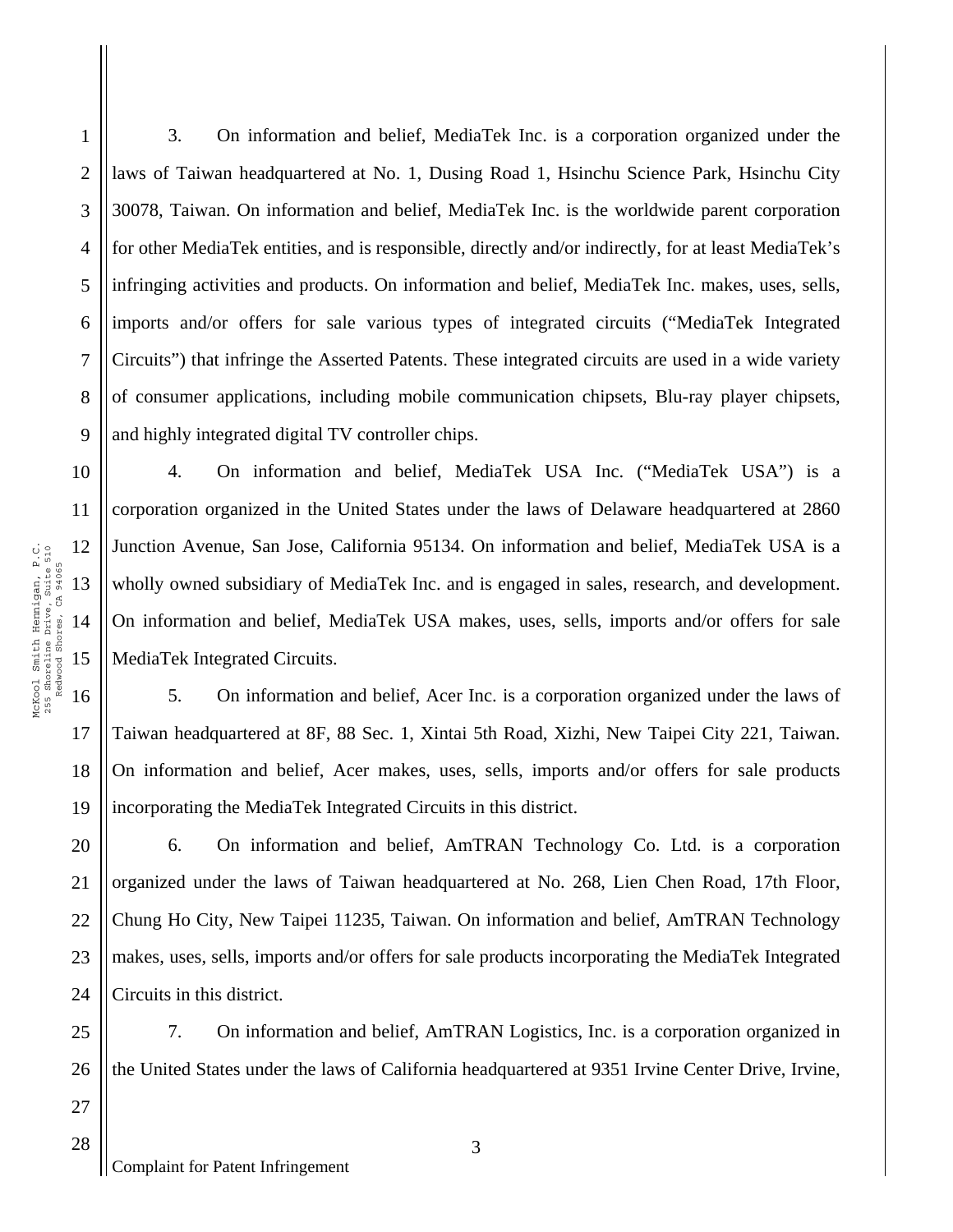3. On information and belief, MediaTek Inc. is a corporation organized under the laws of Taiwan headquartered at No. 1, Dusing Road 1, Hsinchu Science Park, Hsinchu City 30078, Taiwan. On information and belief, MediaTek Inc. is the worldwide parent corporation for other MediaTek entities, and is responsible, directly and/or indirectly, for at least MediaTek's infringing activities and products. On information and belief, MediaTek Inc. makes, uses, sells, imports and/or offers for sale various types of integrated circuits ("MediaTek Integrated Circuits") that infringe the Asserted Patents. These integrated circuits are used in a wide variety of consumer applications, including mobile communication chipsets, Blu-ray player chipsets, and highly integrated digital TV controller chips.

4. On information and belief, MediaTek USA Inc. ("MediaTek USA") is a corporation organized in the United States under the laws of Delaware headquartered at 2860 Junction Avenue, San Jose, California 95134. On information and belief, MediaTek USA is a wholly owned subsidiary of MediaTek Inc. and is engaged in sales, research, and development. On information and belief, MediaTek USA makes, uses, sells, imports and/or offers for sale MediaTek Integrated Circuits.

5. On information and belief, Acer Inc. is a corporation organized under the laws of Taiwan headquartered at 8F, 88 Sec. 1, Xintai 5th Road, Xizhi, New Taipei City 221, Taiwan. On information and belief, Acer makes, uses, sells, imports and/or offers for sale products incorporating the MediaTek Integrated Circuits in this district.

6. On information and belief, AmTRAN Technology Co. Ltd. is a corporation organized under the laws of Taiwan headquartered at No. 268, Lien Chen Road, 17th Floor, Chung Ho City, New Taipei 11235, Taiwan. On information and belief, AmTRAN Technology makes, uses, sells, imports and/or offers for sale products incorporating the MediaTek Integrated Circuits in this district.

7. On information and belief, AmTRAN Logistics, Inc. is a corporation organized in the United States under the laws of California headquartered at 9351 Irvine Center Drive, Irvine,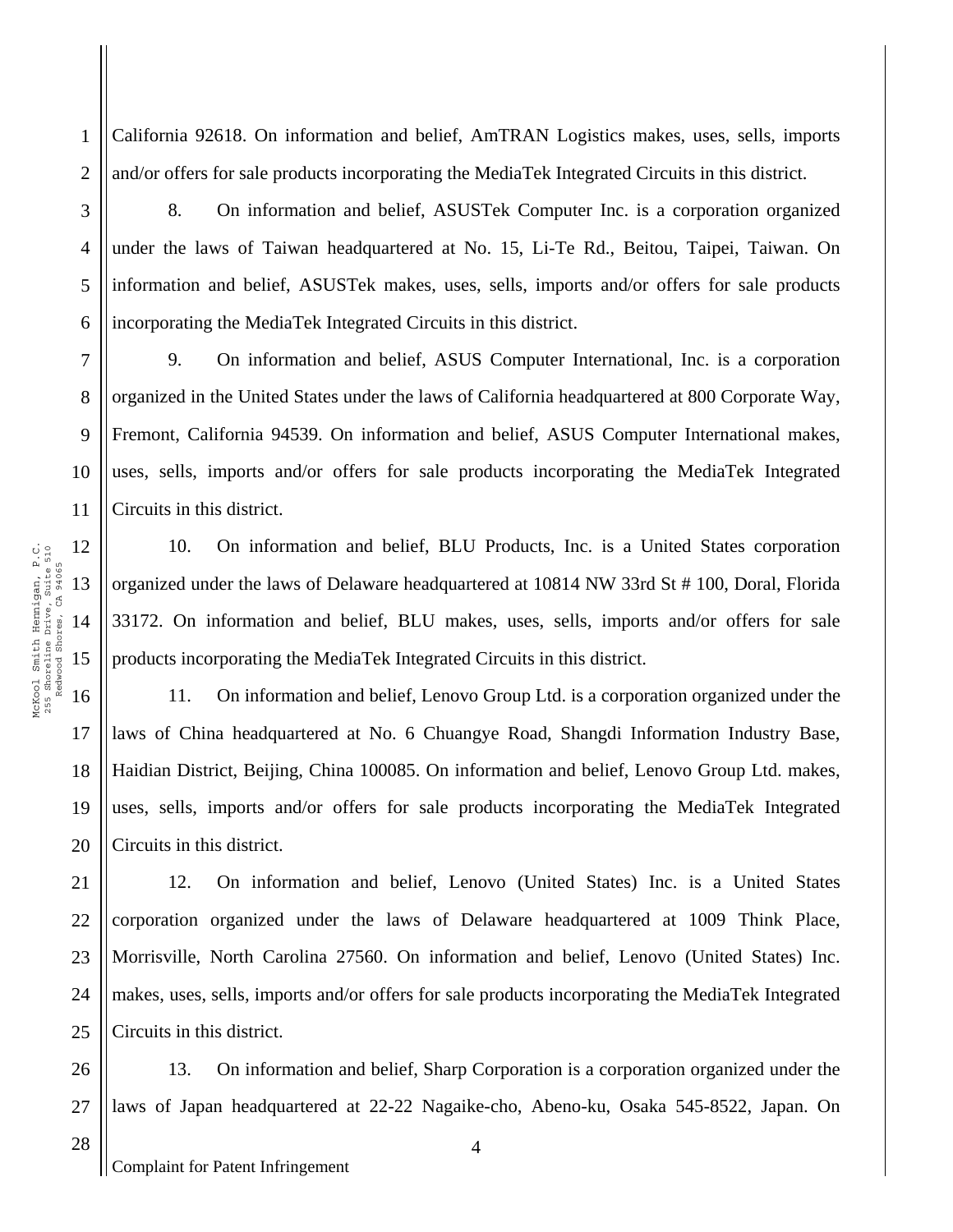California 92618. On information and belief, AmTRAN Logistics makes, uses, sells, imports and/or offers for sale products incorporating the MediaTek Integrated Circuits in this district.

8. On information and belief, ASUSTek Computer Inc. is a corporation organized under the laws of Taiwan headquartered at No. 15, Li-Te Rd., Beitou, Taipei, Taiwan. On information and belief, ASUSTek makes, uses, sells, imports and/or offers for sale products incorporating the MediaTek Integrated Circuits in this district.

9. On information and belief, ASUS Computer International, Inc. is a corporation organized in the United States under the laws of California headquartered at 800 Corporate Way, Fremont, California 94539. On information and belief, ASUS Computer International makes, uses, sells, imports and/or offers for sale products incorporating the MediaTek Integrated Circuits in this district.

10. On information and belief, BLU Products, Inc. is a United States corporation organized under the laws of Delaware headquartered at 10814 NW 33rd St # 100, Doral, Florida 33172. On information and belief, BLU makes, uses, sells, imports and/or offers for sale products incorporating the MediaTek Integrated Circuits in this district.

11. On information and belief, Lenovo Group Ltd. is a corporation organized under the laws of China headquartered at No. 6 Chuangye Road, Shangdi Information Industry Base, Haidian District, Beijing, China 100085. On information and belief, Lenovo Group Ltd. makes, uses, sells, imports and/or offers for sale products incorporating the MediaTek Integrated Circuits in this district.

12. On information and belief, Lenovo (United States) Inc. is a United States corporation organized under the laws of Delaware headquartered at 1009 Think Place, Morrisville, North Carolina 27560. On information and belief, Lenovo (United States) Inc. makes, uses, sells, imports and/or offers for sale products incorporating the MediaTek Integrated Circuits in this district.

13. On information and belief, Sharp Corporation is a corporation organized under the laws of Japan headquartered at 22-22 Nagaike-cho, Abeno-ku, Osaka 545-8522, Japan. On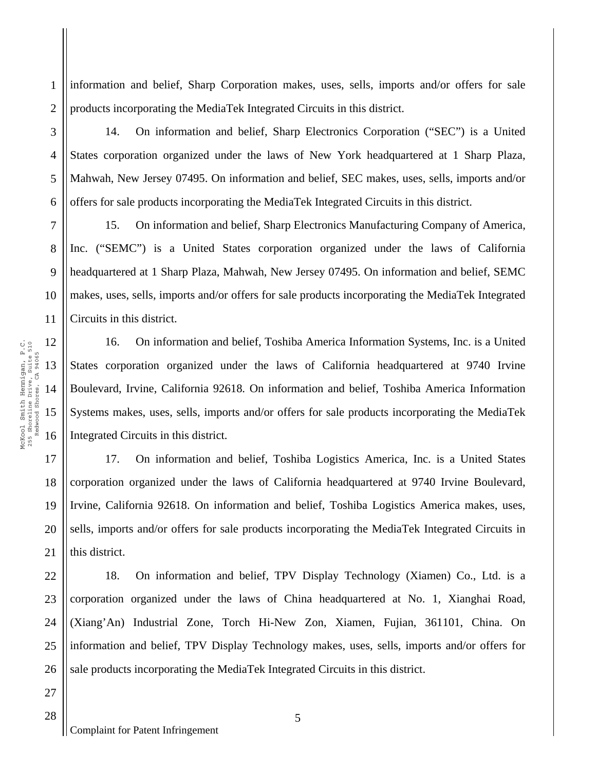information and belief, Sharp Corporation makes, uses, sells, imports and/or offers for sale products incorporating the MediaTek Integrated Circuits in this district.

14. On information and belief, Sharp Electronics Corporation ("SEC") is a United States corporation organized under the laws of New York headquartered at 1 Sharp Plaza, Mahwah, New Jersey 07495. On information and belief, SEC makes, uses, sells, imports and/or offers for sale products incorporating the MediaTek Integrated Circuits in this district.

15. On information and belief, Sharp Electronics Manufacturing Company of America, Inc. ("SEMC") is a United States corporation organized under the laws of California headquartered at 1 Sharp Plaza, Mahwah, New Jersey 07495. On information and belief, SEMC makes, uses, sells, imports and/or offers for sale products incorporating the MediaTek Integrated Circuits in this district.

16. On information and belief, Toshiba America Information Systems, Inc. is a United States corporation organized under the laws of California headquartered at 9740 Irvine Boulevard, Irvine, California 92618. On information and belief, Toshiba America Information Systems makes, uses, sells, imports and/or offers for sale products incorporating the MediaTek Integrated Circuits in this district.

17. On information and belief, Toshiba Logistics America, Inc. is a United States corporation organized under the laws of California headquartered at 9740 Irvine Boulevard, Irvine, California 92618. On information and belief, Toshiba Logistics America makes, uses, sells, imports and/or offers for sale products incorporating the MediaTek Integrated Circuits in this district.

18. On information and belief, TPV Display Technology (Xiamen) Co., Ltd. is a corporation organized under the laws of China headquartered at No. 1, Xianghai Road, (Xiang'An) Industrial Zone, Torch Hi-New Zon, Xiamen, Fujian, 361101, China. On information and belief, TPV Display Technology makes, uses, sells, imports and/or offers for sale products incorporating the MediaTek Integrated Circuits in this district.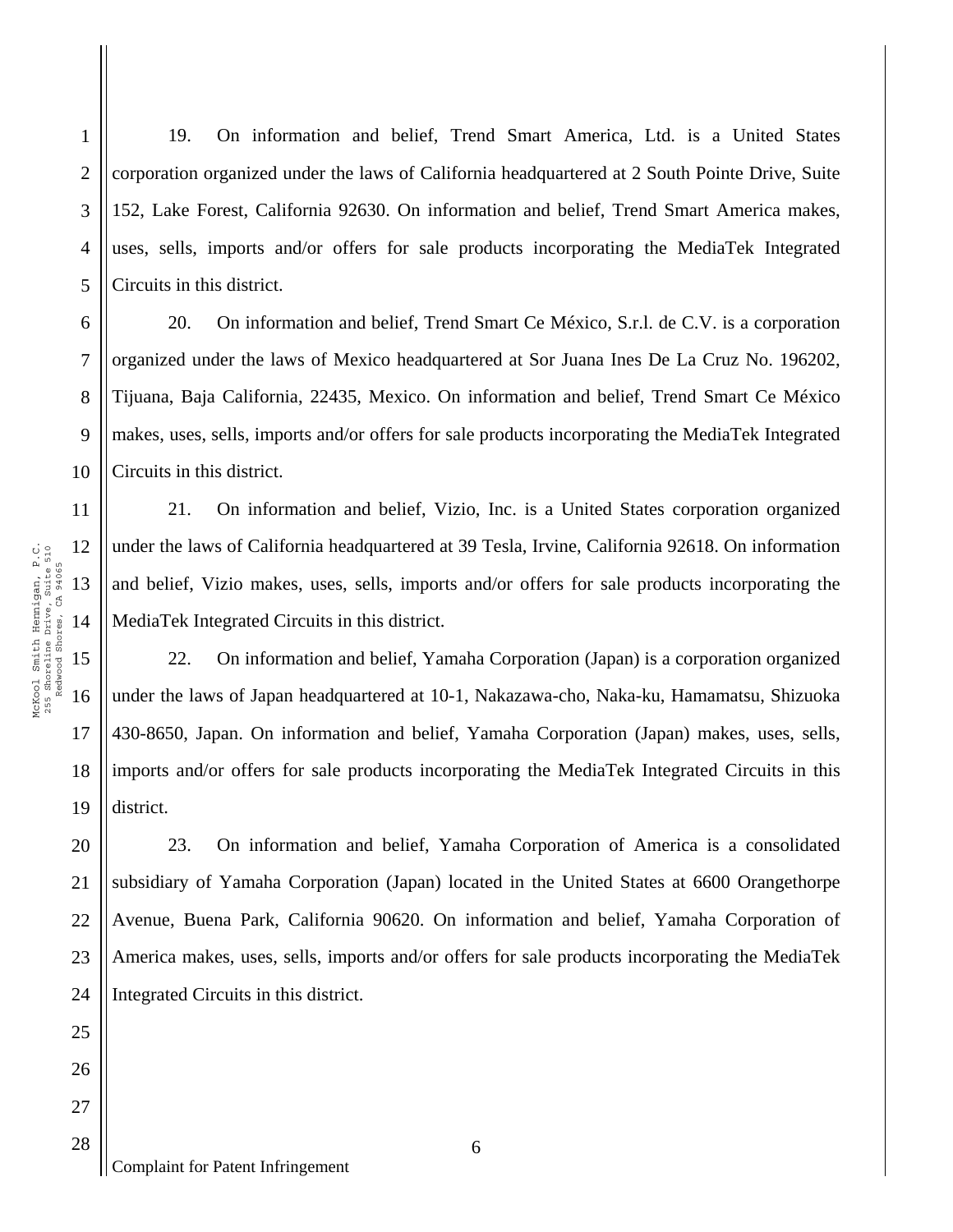19. On information and belief, Trend Smart America, Ltd. is a United States corporation organized under the laws of California headquartered at 2 South Pointe Drive, Suite 152, Lake Forest, California 92630. On information and belief, Trend Smart America makes, uses, sells, imports and/or offers for sale products incorporating the MediaTek Integrated Circuits in this district.

20. On information and belief, Trend Smart Ce México, S.r.l. de C.V. is a corporation organized under the laws of Mexico headquartered at Sor Juana Ines De La Cruz No. 196202, Tijuana, Baja California, 22435, Mexico. On information and belief, Trend Smart Ce México makes, uses, sells, imports and/or offers for sale products incorporating the MediaTek Integrated Circuits in this district.

21. On information and belief, Vizio, Inc. is a United States corporation organized under the laws of California headquartered at 39 Tesla, Irvine, California 92618. On information and belief, Vizio makes, uses, sells, imports and/or offers for sale products incorporating the MediaTek Integrated Circuits in this district.

22. On information and belief, Yamaha Corporation (Japan) is a corporation organized under the laws of Japan headquartered at 10-1, Nakazawa-cho, Naka-ku, Hamamatsu, Shizuoka 430-8650, Japan. On information and belief, Yamaha Corporation (Japan) makes, uses, sells, imports and/or offers for sale products incorporating the MediaTek Integrated Circuits in this district.

23. On information and belief, Yamaha Corporation of America is a consolidated subsidiary of Yamaha Corporation (Japan) located in the United States at 6600 Orangethorpe Avenue, Buena Park, California 90620. On information and belief, Yamaha Corporation of America makes, uses, sells, imports and/or offers for sale products incorporating the MediaTek Integrated Circuits in this district.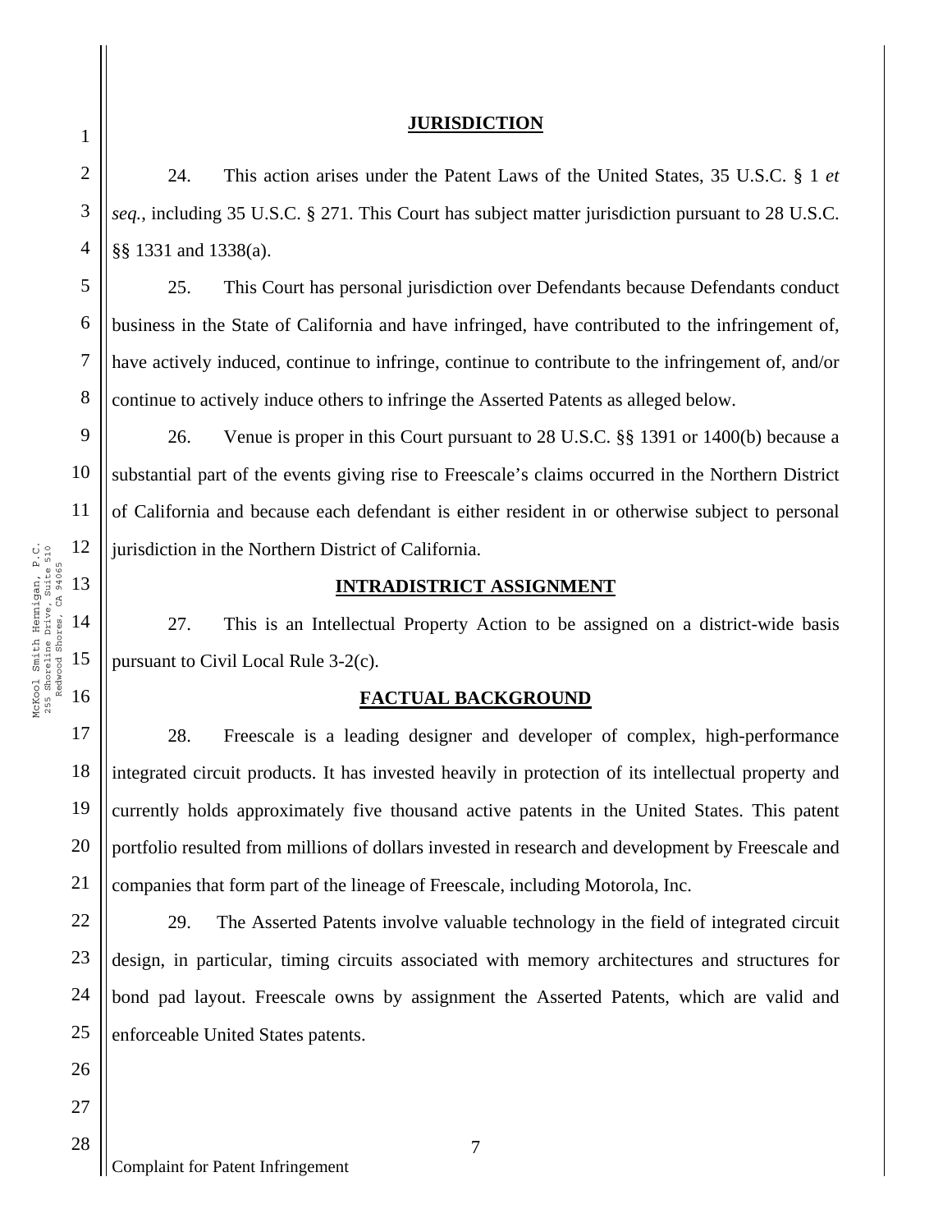## JURISDICTION

24. This action arises under the Patent Laws of the United States, 35 U.S.C. § 1 *et seq.*, including 35 U.S.C. § 271. This Court has subject matter jurisdiction pursuant to 28 U.S.C. §§ 1331 and 1338(a).

25. This Court has personal jurisdiction over Defendants because Defendants conduct business in the State of California and have infringed, have contributed to the infringement of, have actively induced, continue to infringe, continue to contribute to the infringement of, and/or continue to actively induce others to infringe the Asserted Patents as alleged below.

26. Venue is proper in this Court pursuant to 28 U.S.C. §§ 1391 or 1400(b) because a substantial part of the events giving rise to Freescale's claims occurred in the Northern District of California and because each defendant is either resident in or otherwise subject to personal jurisdiction in the Northern District of California.

## INTRADISTRICT ASSIGNMENT

27. This is an Intellectual Property Action to be assigned on a district-wide basis pursuant to Civil Local Rule 3-2(c).

## FACTUAL BACKGROUND

28. Freescale is a leading designer and developer of complex, high-performance integrated circuit products. It has invested heavily in protection of its intellectual property and currently holds approximately five thousand active patents in the United States. This patent portfolio resulted from millions of dollars invested in research and development by Freescale and companies that form part of the lineage of Freescale, including Motorola, Inc.

29. The Asserted Patents involve valuable technology in the field of integrated circuit design, in particular, timing circuits associated with memory architectures and structures for bond pad layout. Freescale owns by assignment the Asserted Patents, which are valid and enforceable United States patents.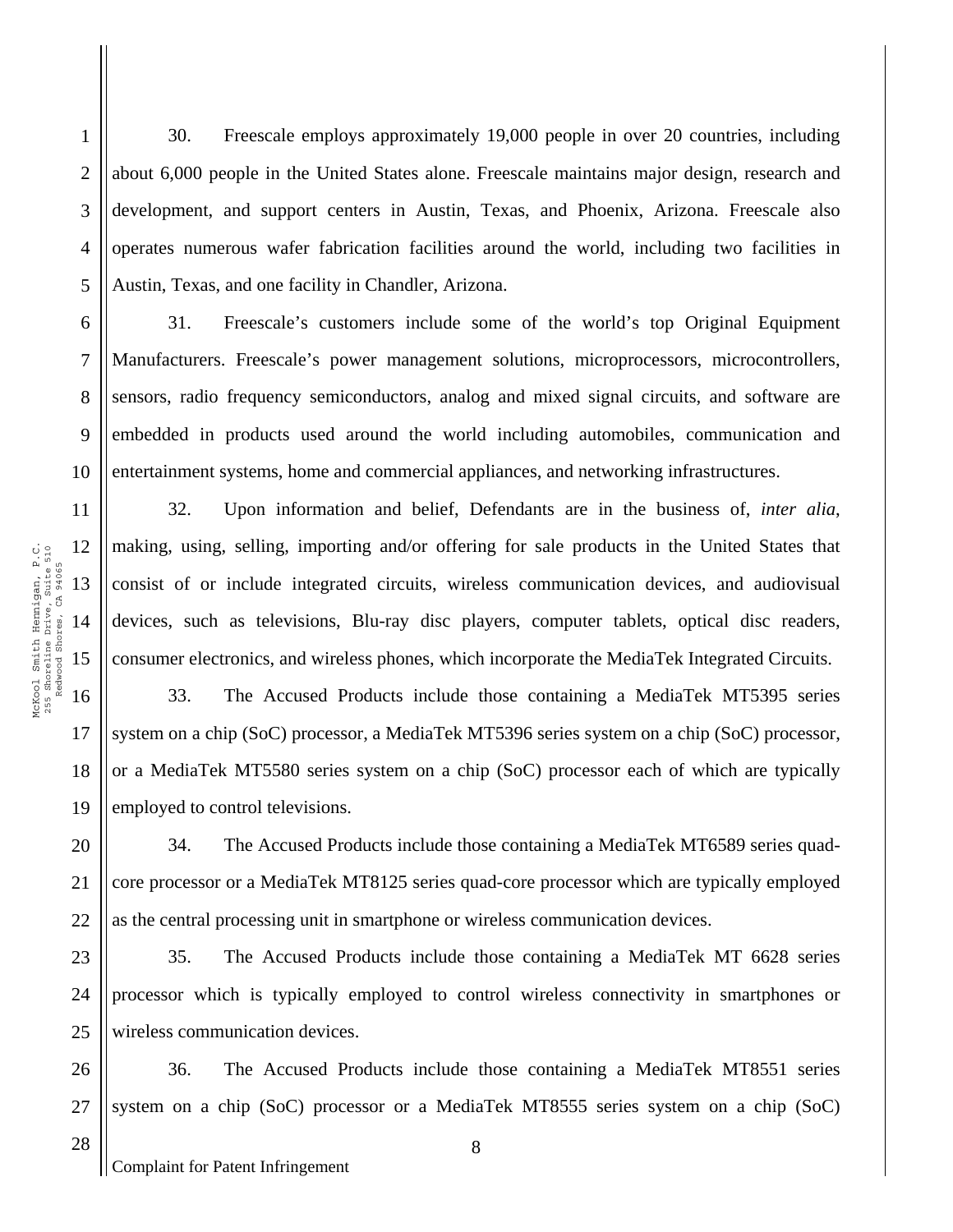30. Freescale employs approximately 19,000 people in over 20 countries, including about 6,000 people in the United States alone. Freescale maintains major design, research and development, and support centers in Austin, Texas, and Phoenix, Arizona. Freescale also operates numerous wafer fabrication facilities around the world, including two facilities in Austin, Texas, and one facility in Chandler, Arizona.

31. Freescale's customers include some of the world's top Original Equipment Manufacturers. Freescale's power management solutions, microprocessors, microcontrollers, sensors, radio frequency semiconductors, analog and mixed signal circuits, and software are embedded in products used around the world including automobiles, communication and entertainment systems, home and commercial appliances, and networking infrastructures.

32. Upon information and belief, Defendants are in the business of, *inter alia*, making, using, selling, importing and/or offering for sale products in the United States that consist of or include integrated circuits, wireless communication devices, and audiovisual devices, such as televisions, Blu-ray disc players, computer tablets, optical disc readers, consumer electronics, and wireless phones, which incorporate the MediaTek Integrated Circuits.

33. The Accused Products include those containing a MediaTek MT5395 series system on a chip (SoC) processor, a MediaTek MT5396 series system on a chip (SoC) processor, or a MediaTek MT5580 series system on a chip (SoC) processor each of which are typically employed to control televisions.

34. The Accused Products include those containing a MediaTek MT6589 series quad-core processor or a MediaTek MT8125 series quad-core processor which are typically employed as the central processing unit in smartphone or wireless communication devices.

35. The Accused Products include those containing a MediaTek MT 6628 series processor which is typically employed to control wireless connectivity in smartphones or wireless communication devices.

36. The Accused Products include those containing a MediaTek MT8551 series system on a chip (SoC) processor or a MediaTek MT8555 series system on a chip (SoC)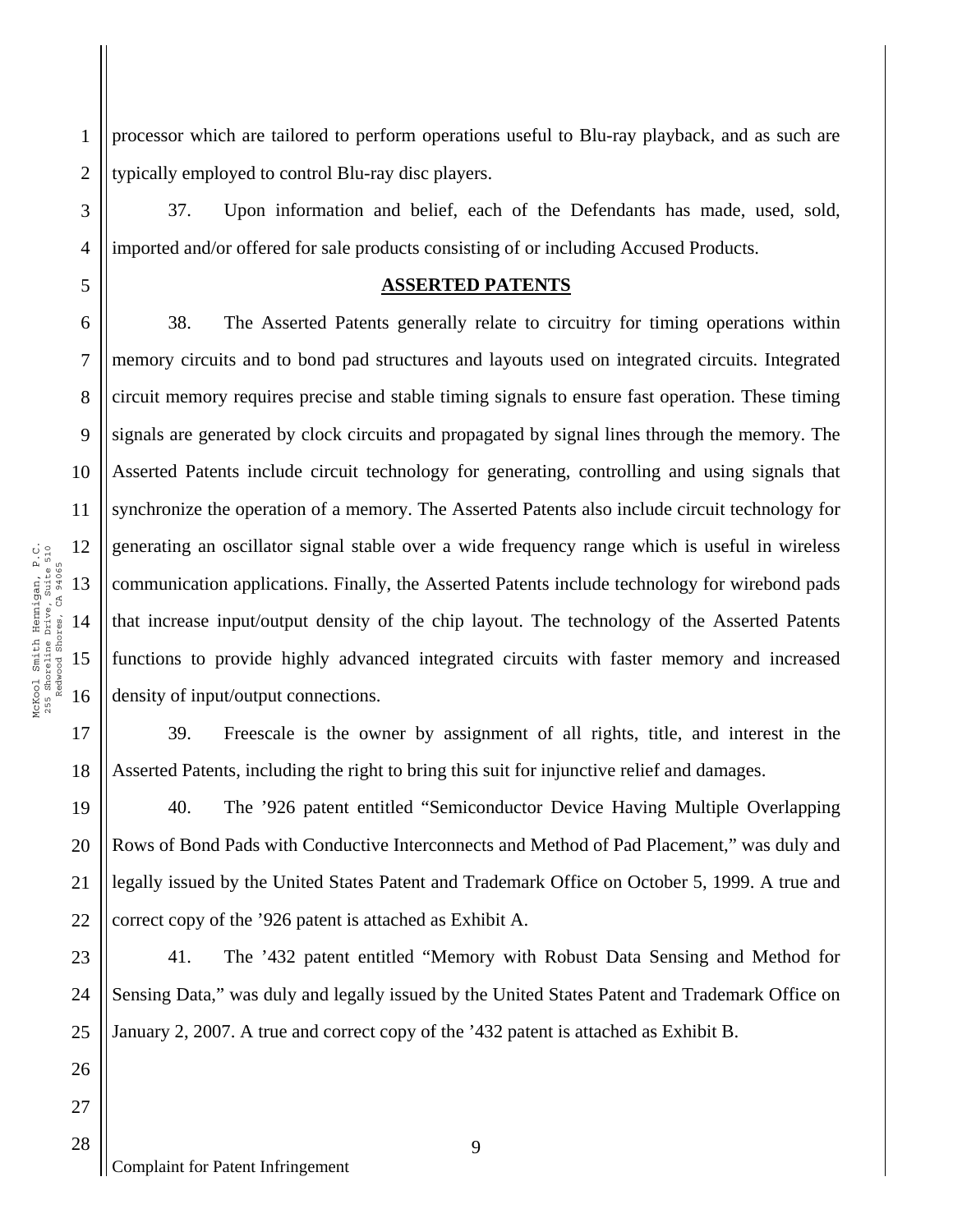processor which are tailored to perform operations useful to Blu-ray playback, and as such are typically employed to control Blu-ray disc players.

37. Upon information and belief, each of the Defendants has made, used, sold, imported and/or offered for sale products consisting of or including Accused Products.

## ASSERTED PATENTS

38. The Asserted Patents generally relate to circuitry for timing operations within memory circuits and to bond pad structures and layouts used on integrated circuits. Integrated circuit memory requires precise and stable timing signals to ensure fast operation. These timing signals are generated by clock circuits and propagated by signal lines through the memory. The Asserted Patents include circuit technology for generating, controlling and using signals that synchronize the operation of a memory. The Asserted Patents also include circuit technology for generating an oscillator signal stable over a wide frequency range which is useful in wireless communication applications. Finally, the Asserted Patents include technology for wirebond pads that increase input/output density of the chip layout. The technology of the Asserted Patents functions to provide highly advanced integrated circuits with faster memory and increased density of input/output connections.

39. Freescale is the owner by assignment of all rights, title, and interest in the Asserted Patents, including the right to bring this suit for injunctive relief and damages.

40. The '926 patent entitled "Semiconductor Device Having Multiple Overlapping Rows of Bond Pads with Conductive Interconnects and Method of Pad Placement," was duly and legally issued by the United States Patent and Trademark Office on October 5, 1999. A true and correct copy of the '926 patent is attached as Exhibit A.

41. The '432 patent entitled "Memory with Robust Data Sensing and Method for Sensing Data," was duly and legally issued by the United States Patent and Trademark Office on January 2, 2007. A true and correct copy of the '432 patent is attached as Exhibit B.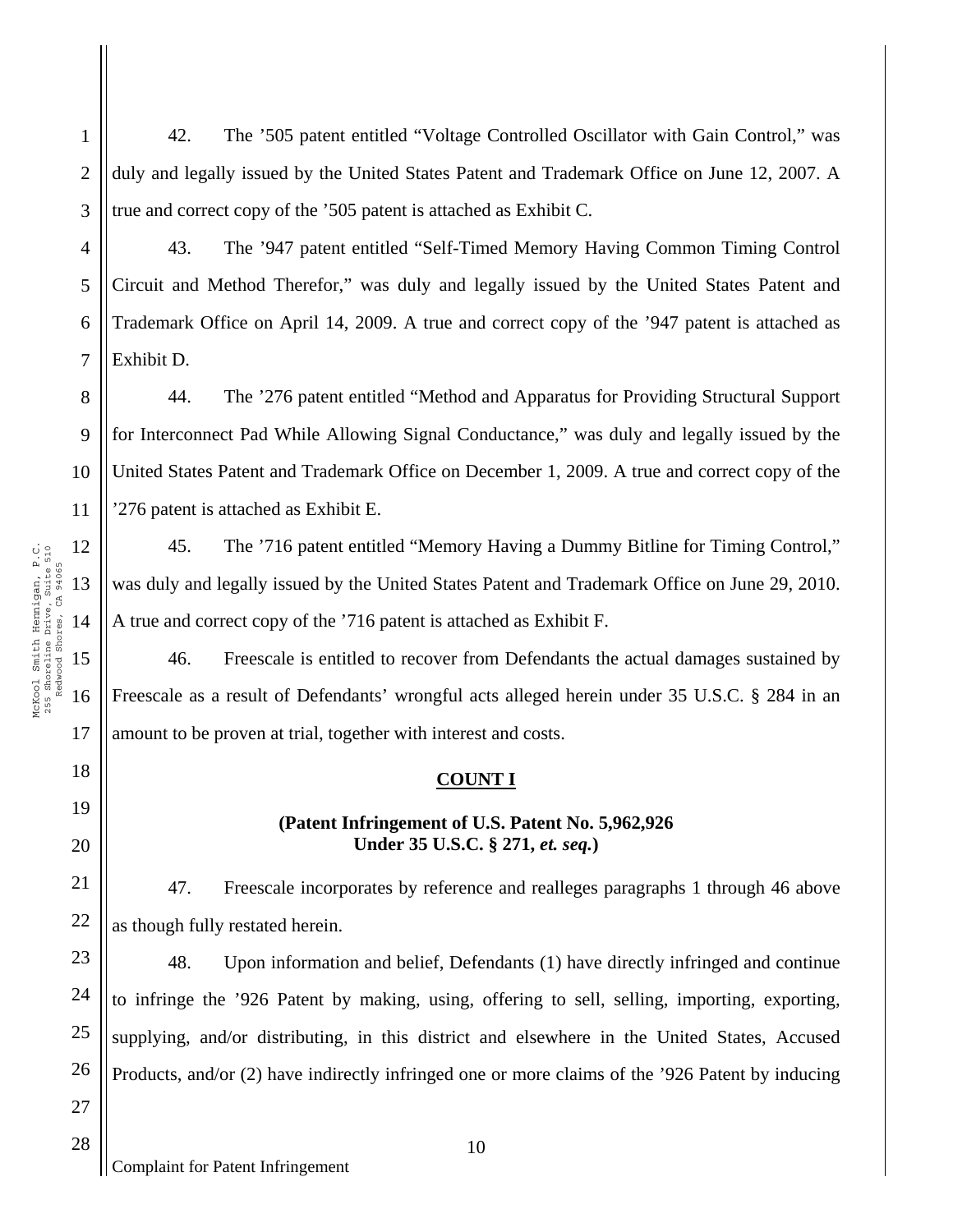42. The '505 patent entitled "Voltage Controlled Oscillator with Gain Control," was duly and legally issued by the United States Patent and Trademark Office on June 12, 2007. A true and correct copy of the '505 patent is attached as Exhibit C.

43. The '947 patent entitled "Self-Timed Memory Having Common Timing Control Circuit and Method Therefor," was duly and legally issued by the United States Patent and Trademark Office on April 14, 2009. A true and correct copy of the '947 patent is attached as Exhibit D.

44. The '276 patent entitled "Method and Apparatus for Providing Structural Support for Interconnect Pad While Allowing Signal Conductance," was duly and legally issued by the United States Patent and Trademark Office on December 1, 2009. A true and correct copy of the '276 patent is attached as Exhibit E.

45. The '716 patent entitled "Memory Having a Dummy Bitline for Timing Control," was duly and legally issued by the United States Patent and Trademark Office on June 29, 2010. A true and correct copy of the '716 patent is attached as Exhibit F.

46. Freescale is entitled to recover from Defendants the actual damages sustained by Freescale as a result of Defendants' wrongful acts alleged herein under 35 U.S.C. § 284 in an amount to be proven at trial, together with interest and costs.

**COUNT I**

**(Patent Infringement of U.S. Patent No. 5,962,926 Under 35 U.S.C. § 271, *et. seq.*)**

47. Freescale incorporates by reference and realleges paragraphs 1 through 46 above as though fully restated herein.

48. Upon information and belief, Defendants (1) have directly infringed and continue to infringe the '926 Patent by making, using, offering to sell, selling, importing, exporting, supplying, and/or distributing, in this district and elsewhere in the United States, Accused Products, and/or (2) have indirectly infringed one or more claims of the '926 Patent by inducing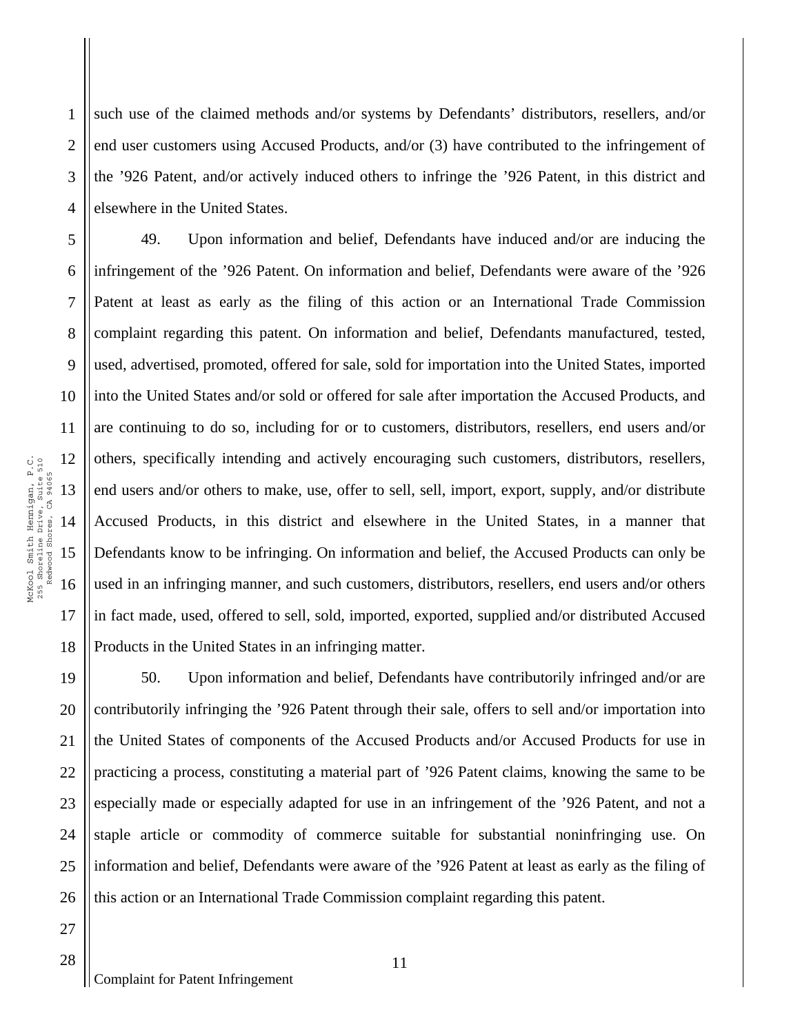such use of the claimed methods and/or systems by Defendants' distributors, resellers, and/or end user customers using Accused Products, and/or (3) have contributed to the infringement of the '926 Patent, and/or actively induced others to infringe the '926 Patent, in this district and elsewhere in the United States.

49. Upon information and belief, Defendants have induced and/or are inducing the infringement of the '926 Patent. On information and belief, Defendants were aware of the '926 Patent at least as early as the filing of this action or an International Trade Commission complaint regarding this patent. On information and belief, Defendants manufactured, tested, used, advertised, promoted, offered for sale, sold for importation into the United States, imported into the United States and/or sold or offered for sale after importation the Accused Products, and are continuing to do so, including for or to customers, distributors, resellers, end users and/or others, specifically intending and actively encouraging such customers, distributors, resellers, end users and/or others to make, use, offer to sell, sell, import, export, supply, and/or distribute Accused Products, in this district and elsewhere in the United States, in a manner that Defendants know to be infringing. On information and belief, the Accused Products can only be used in an infringing manner, and such customers, distributors, resellers, end users and/or others in fact made, used, offered to sell, sold, imported, exported, supplied and/or distributed Accused Products in the United States in an infringing matter.

50. Upon information and belief, Defendants have contributorily infringed and/or are contributorily infringing the '926 Patent through their sale, offers to sell and/or importation into the United States of components of the Accused Products and/or Accused Products for use in practicing a process, constituting a material part of '926 Patent claims, knowing the same to be especially made or especially adapted for use in an infringement of the '926 Patent, and not a staple article or commodity of commerce suitable for substantial noninfringing use. On information and belief, Defendants were aware of the '926 Patent at least as early as the filing of this action or an International Trade Commission complaint regarding this patent.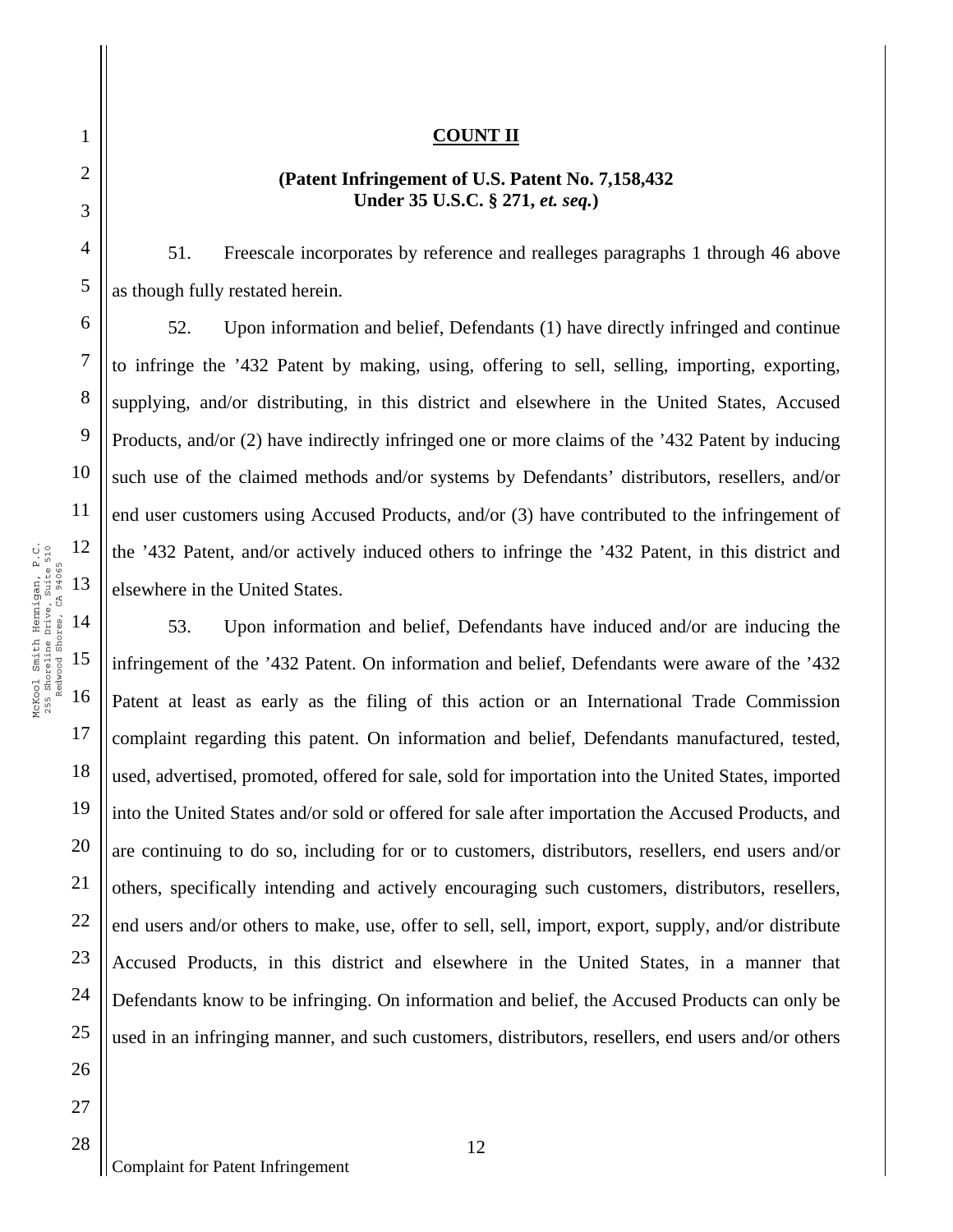**COUNT II**

**(Patent Infringement of U.S. Patent No. 7,158,432 Under 35 U.S.C. § 271, *et. seq.*)**

51. Freescale incorporates by reference and realleges paragraphs 1 through 46 above as though fully restated herein.

52. Upon information and belief, Defendants (1) have directly infringed and continue to infringe the '432 Patent by making, using, offering to sell, selling, importing, exporting, supplying, and/or distributing, in this district and elsewhere in the United States, Accused Products, and/or (2) have indirectly infringed one or more claims of the '432 Patent by inducing such use of the claimed methods and/or systems by Defendants' distributors, resellers, and/or end user customers using Accused Products, and/or (3) have contributed to the infringement of the '432 Patent, and/or actively induced others to infringe the '432 Patent, in this district and elsewhere in the United States.

53. Upon information and belief, Defendants have induced and/or are inducing the infringement of the '432 Patent. On information and belief, Defendants were aware of the '432 Patent at least as early as the filing of this action or an International Trade Commission complaint regarding this patent. On information and belief, Defendants manufactured, tested, used, advertised, promoted, offered for sale, sold for importation into the United States, imported into the United States and/or sold or offered for sale after importation the Accused Products, and are continuing to do so, including for or to customers, distributors, resellers, end users and/or others, specifically intending and actively encouraging such customers, distributors, resellers, end users and/or others to make, use, offer to sell, sell, import, export, supply, and/or distribute Accused Products, in this district and elsewhere in the United States, in a manner that Defendants know to be infringing. On information and belief, the Accused Products can only be used in an infringing manner, and such customers, distributors, resellers, end users and/or others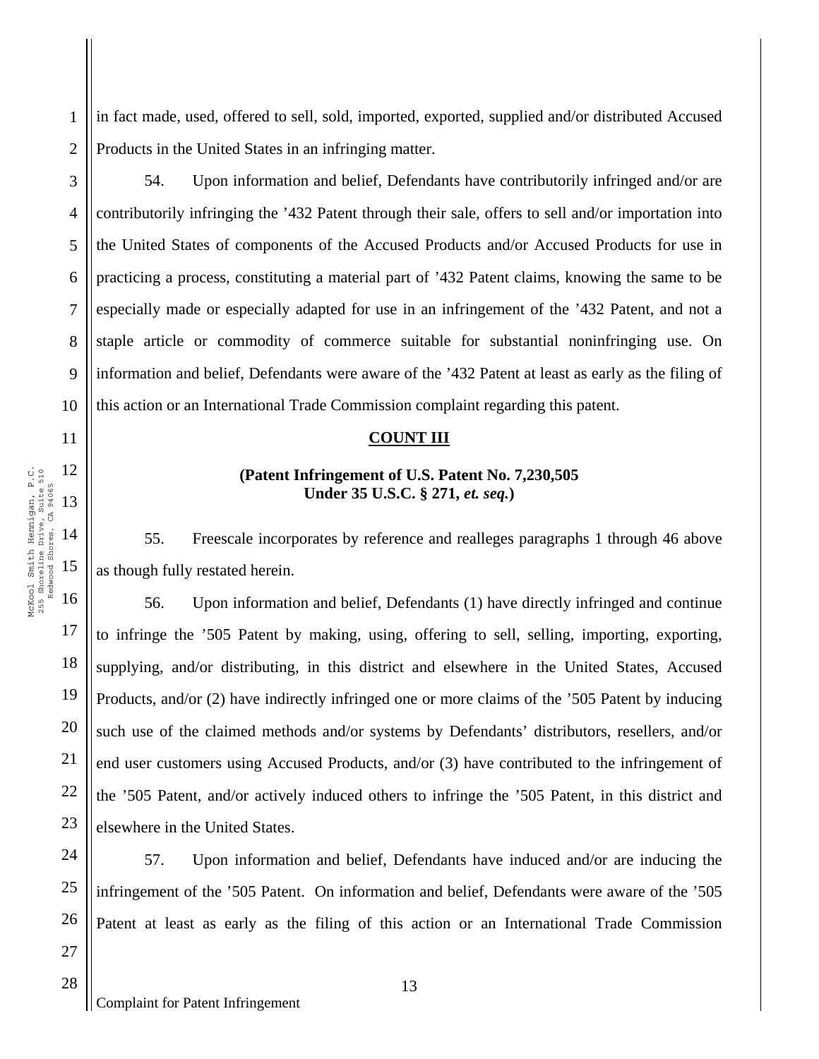in fact made, used, offered to sell, sold, imported, exported, supplied and/or distributed Accused Products in the United States in an infringing matter.

54. Upon information and belief, Defendants have contributorily infringed and/or are contributorily infringing the ’432 Patent through their sale, offers to sell and/or importation into the United States of components of the Accused Products and/or Accused Products for use in practicing a process, constituting a material part of ’432 Patent claims, knowing the same to be especially made or especially adapted for use in an infringement of the ’432 Patent, and not a staple article or commodity of commerce suitable for substantial noninfringing use. On information and belief, Defendants were aware of the ’432 Patent at least as early as the filing of this action or an International Trade Commission complaint regarding this patent.

**COUNT III**

**(Patent Infringement of U.S. Patent No. 7,230,505 Under 35 U.S.C. § 271, *et. seq.*)**

55. Freescale incorporates by reference and realleges paragraphs 1 through 46 above as though fully restated herein.

56. Upon information and belief, Defendants (1) have directly infringed and continue to infringe the ’505 Patent by making, using, offering to sell, selling, importing, exporting, supplying, and/or distributing, in this district and elsewhere in the United States, Accused Products, and/or (2) have indirectly infringed one or more claims of the ’505 Patent by inducing such use of the claimed methods and/or systems by Defendants’ distributors, resellers, and/or end user customers using Accused Products, and/or (3) have contributed to the infringement of the ’505 Patent, and/or actively induced others to infringe the ’505 Patent, in this district and elsewhere in the United States.

57. Upon information and belief, Defendants have induced and/or are inducing the infringement of the ’505 Patent. On information and belief, Defendants were aware of the ’505 Patent at least as early as the filing of this action or an International Trade Commission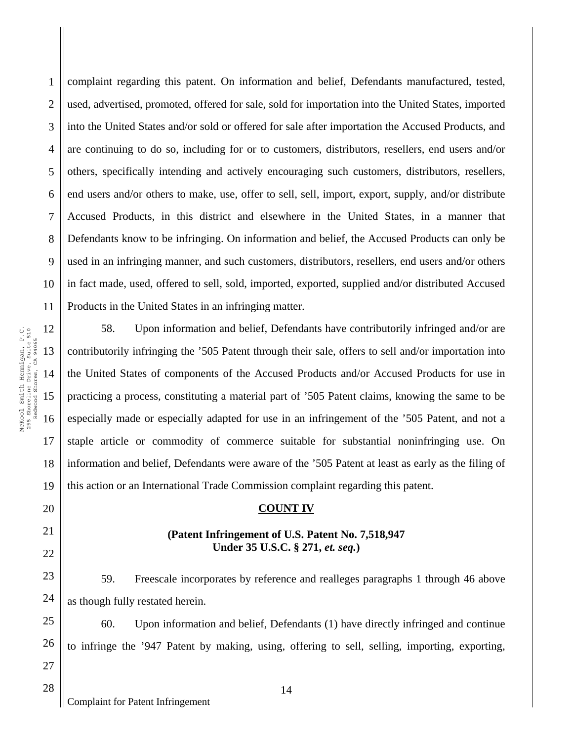complaint regarding this patent. On information and belief, Defendants manufactured, tested, used, advertised, promoted, offered for sale, sold for importation into the United States, imported into the United States and/or sold or offered for sale after importation the Accused Products, and are continuing to do so, including for or to customers, distributors, resellers, end users and/or others, specifically intending and actively encouraging such customers, distributors, resellers, end users and/or others to make, use, offer to sell, sell, import, export, supply, and/or distribute Accused Products, in this district and elsewhere in the United States, in a manner that Defendants know to be infringing. On information and belief, the Accused Products can only be used in an infringing manner, and such customers, distributors, resellers, end users and/or others in fact made, used, offered to sell, sold, imported, exported, supplied and/or distributed Accused Products in the United States in an infringing matter.

58. Upon information and belief, Defendants have contributorily infringed and/or are contributorily infringing the ’505 Patent through their sale, offers to sell and/or importation into the United States of components of the Accused Products and/or Accused Products for use in practicing a process, constituting a material part of ’505 Patent claims, knowing the same to be especially made or especially adapted for use in an infringement of the ’505 Patent, and not a staple article or commodity of commerce suitable for substantial noninfringing use. On information and belief, Defendants were aware of the ’505 Patent at least as early as the filing of this action or an International Trade Commission complaint regarding this patent.

**COUNT IV**

**(Patent Infringement of U.S. Patent No. 7,518,947 Under 35 U.S.C. § 271, *et. seq.*)**

59. Freescale incorporates by reference and realleges paragraphs 1 through 46 above as though fully restated herein.

60. Upon information and belief, Defendants (1) have directly infringed and continue to infringe the ’947 Patent by making, using, offering to sell, selling, importing, exporting,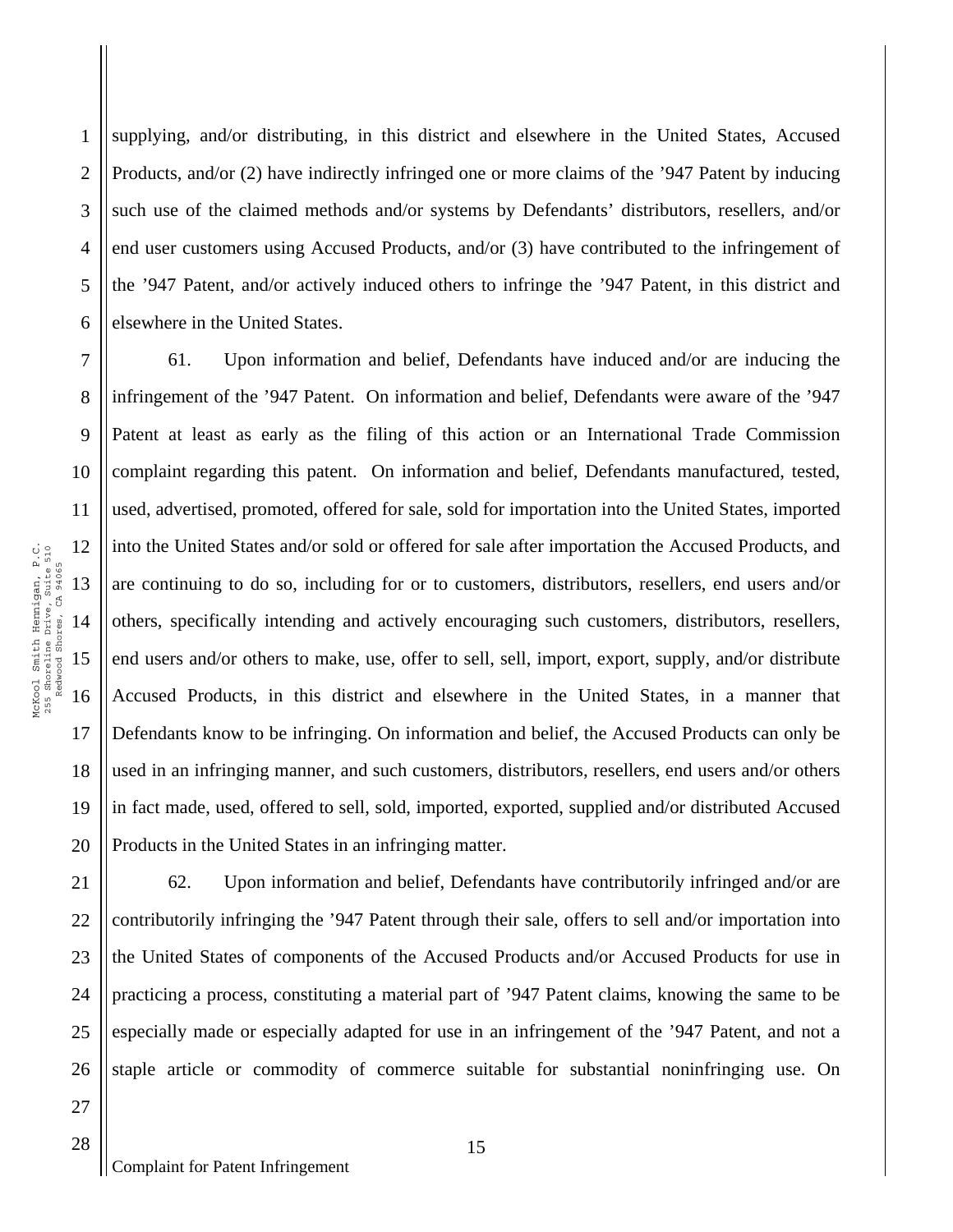supplying, and/or distributing, in this district and elsewhere in the United States, Accused Products, and/or (2) have indirectly infringed one or more claims of the ’947 Patent by inducing such use of the claimed methods and/or systems by Defendants’ distributors, resellers, and/or end user customers using Accused Products, and/or (3) have contributed to the infringement of the ’947 Patent, and/or actively induced others to infringe the ’947 Patent, in this district and elsewhere in the United States.

61. Upon information and belief, Defendants have induced and/or are inducing the infringement of the ’947 Patent. On information and belief, Defendants were aware of the ’947 Patent at least as early as the filing of this action or an International Trade Commission complaint regarding this patent. On information and belief, Defendants manufactured, tested, used, advertised, promoted, offered for sale, sold for importation into the United States, imported into the United States and/or sold or offered for sale after importation the Accused Products, and are continuing to do so, including for or to customers, distributors, resellers, end users and/or others, specifically intending and actively encouraging such customers, distributors, resellers, end users and/or others to make, use, offer to sell, sell, import, export, supply, and/or distribute Accused Products, in this district and elsewhere in the United States, in a manner that Defendants know to be infringing. On information and belief, the Accused Products can only be used in an infringing manner, and such customers, distributors, resellers, end users and/or others in fact made, used, offered to sell, sold, imported, exported, supplied and/or distributed Accused Products in the United States in an infringing matter.

62. Upon information and belief, Defendants have contributorily infringed and/or are contributorily infringing the ’947 Patent through their sale, offers to sell and/or importation into the United States of components of the Accused Products and/or Accused Products for use in practicing a process, constituting a material part of ’947 Patent claims, knowing the same to be especially made or especially adapted for use in an infringement of the ’947 Patent, and not a staple article or commodity of commerce suitable for substantial noninfringing use. On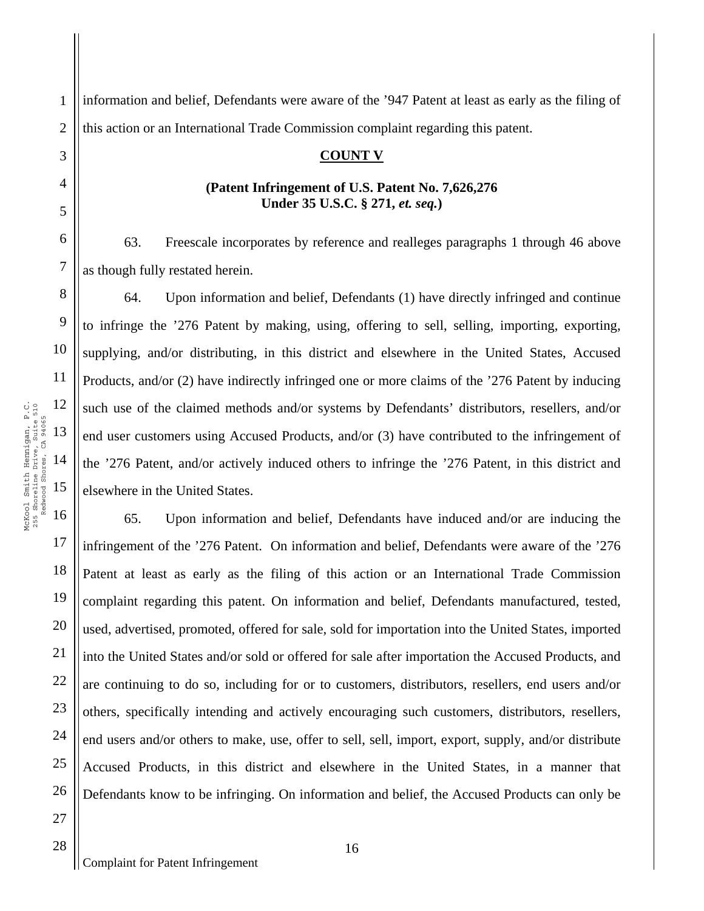information and belief, Defendants were aware of the ’947 Patent at least as early as the filing of this action or an International Trade Commission complaint regarding this patent.

## COUNT V

### (Patent Infringement of U.S. Patent No. 7,626,276 Under 35 U.S.C. § 271, *et. seq.*)

63. Freescale incorporates by reference and realleges paragraphs 1 through 46 above as though fully restated herein.

64. Upon information and belief, Defendants (1) have directly infringed and continue to infringe the ’276 Patent by making, using, offering to sell, selling, importing, exporting, supplying, and/or distributing, in this district and elsewhere in the United States, Accused Products, and/or (2) have indirectly infringed one or more claims of the ’276 Patent by inducing such use of the claimed methods and/or systems by Defendants’ distributors, resellers, and/or end user customers using Accused Products, and/or (3) have contributed to the infringement of the ’276 Patent, and/or actively induced others to infringe the ’276 Patent, in this district and elsewhere in the United States.

65. Upon information and belief, Defendants have induced and/or are inducing the infringement of the ’276 Patent. On information and belief, Defendants were aware of the ’276 Patent at least as early as the filing of this action or an International Trade Commission complaint regarding this patent. On information and belief, Defendants manufactured, tested, used, advertised, promoted, offered for sale, sold for importation into the United States, imported into the United States and/or sold or offered for sale after importation the Accused Products, and are continuing to do so, including for or to customers, distributors, resellers, end users and/or others, specifically intending and actively encouraging such customers, distributors, resellers, end users and/or others to make, use, offer to sell, sell, import, export, supply, and/or distribute Accused Products, in this district and elsewhere in the United States, in a manner that Defendants know to be infringing. On information and belief, the Accused Products can only be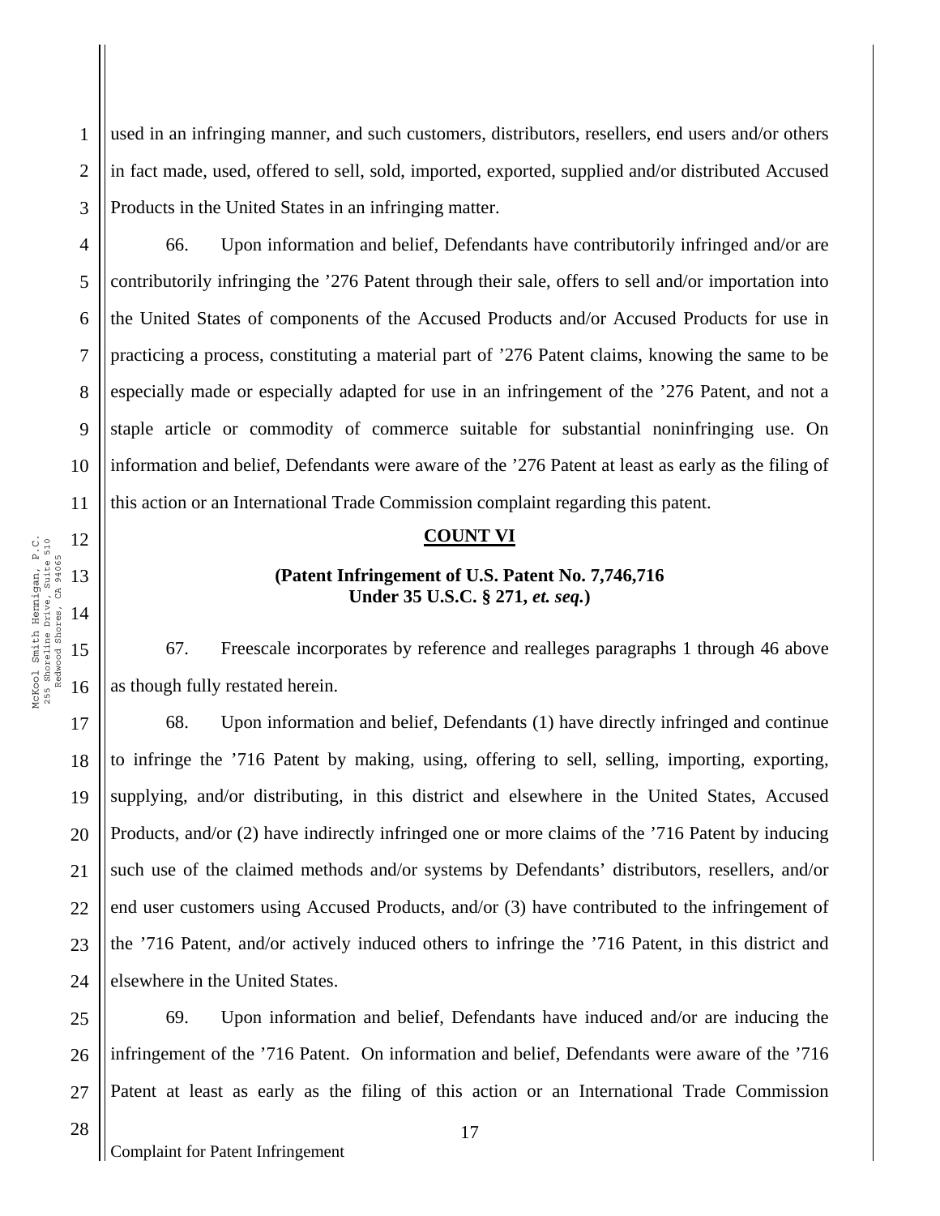used in an infringing manner, and such customers, distributors, resellers, end users and/or others in fact made, used, offered to sell, sold, imported, exported, supplied and/or distributed Accused Products in the United States in an infringing matter.

66. Upon information and belief, Defendants have contributorily infringed and/or are contributorily infringing the ’276 Patent through their sale, offers to sell and/or importation into the United States of components of the Accused Products and/or Accused Products for use in practicing a process, constituting a material part of ’276 Patent claims, knowing the same to be especially made or especially adapted for use in an infringement of the ’276 Patent, and not a staple article or commodity of commerce suitable for substantial noninfringing use. On information and belief, Defendants were aware of the ’276 Patent at least as early as the filing of this action or an International Trade Commission complaint regarding this patent.

**COUNT VI**

**(Patent Infringement of U.S. Patent No. 7,746,716 Under 35 U.S.C. § 271, *et. seq.*)**

67. Freescale incorporates by reference and realleges paragraphs 1 through 46 above as though fully restated herein.

68. Upon information and belief, Defendants (1) have directly infringed and continue to infringe the ’716 Patent by making, using, offering to sell, selling, importing, exporting, supplying, and/or distributing, in this district and elsewhere in the United States, Accused Products, and/or (2) have indirectly infringed one or more claims of the ’716 Patent by inducing such use of the claimed methods and/or systems by Defendants’ distributors, resellers, and/or end user customers using Accused Products, and/or (3) have contributed to the infringement of the ’716 Patent, and/or actively induced others to infringe the ’716 Patent, in this district and elsewhere in the United States.

69. Upon information and belief, Defendants have induced and/or are inducing the infringement of the ’716 Patent. On information and belief, Defendants were aware of the ’716 Patent at least as early as the filing of this action or an International Trade Commission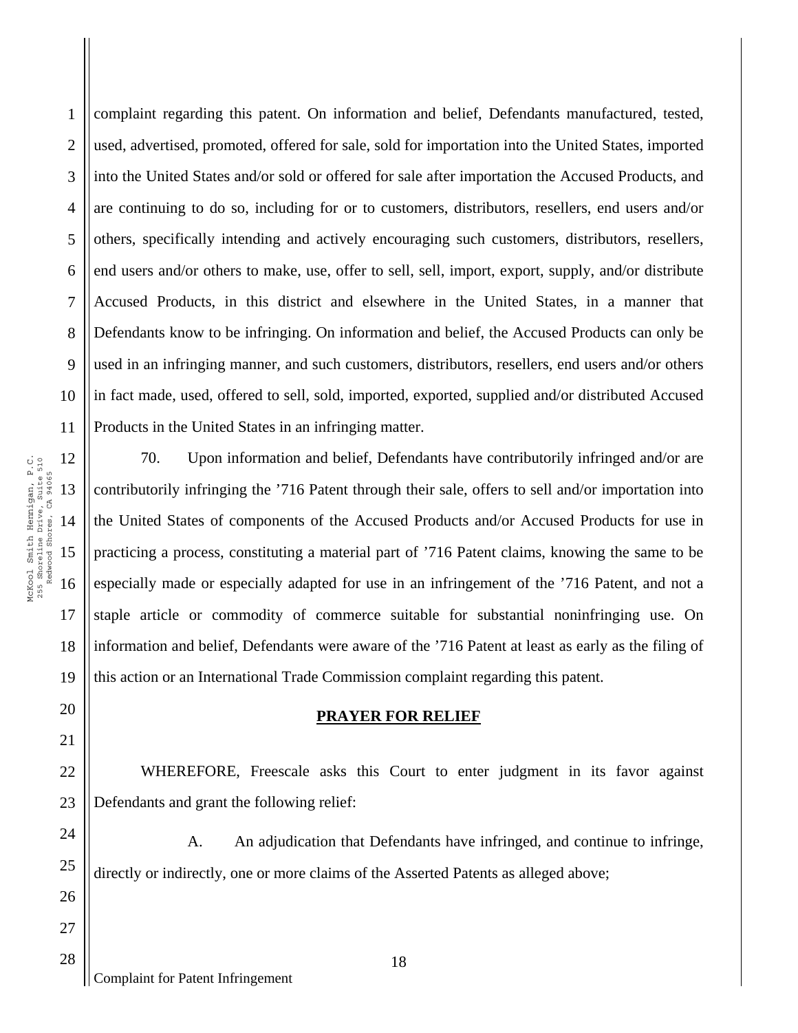complaint regarding this patent. On information and belief, Defendants manufactured, tested, used, advertised, promoted, offered for sale, sold for importation into the United States, imported into the United States and/or sold or offered for sale after importation the Accused Products, and are continuing to do so, including for or to customers, distributors, resellers, end users and/or others, specifically intending and actively encouraging such customers, distributors, resellers, end users and/or others to make, use, offer to sell, sell, import, export, supply, and/or distribute Accused Products, in this district and elsewhere in the United States, in a manner that Defendants know to be infringing. On information and belief, the Accused Products can only be used in an infringing manner, and such customers, distributors, resellers, end users and/or others in fact made, used, offered to sell, sold, imported, exported, supplied and/or distributed Accused Products in the United States in an infringing matter.

70. Upon information and belief, Defendants have contributorily infringed and/or are contributorily infringing the ’716 Patent through their sale, offers to sell and/or importation into the United States of components of the Accused Products and/or Accused Products for use in practicing a process, constituting a material part of ’716 Patent claims, knowing the same to be especially made or especially adapted for use in an infringement of the ’716 Patent, and not a staple article or commodity of commerce suitable for substantial noninfringing use. On information and belief, Defendants were aware of the ’716 Patent at least as early as the filing of this action or an International Trade Commission complaint regarding this patent.

## PRAYER FOR RELIEF

WHEREFORE, Freescale asks this Court to enter judgment in its favor against Defendants and grant the following relief:

A. An adjudication that Defendants have infringed, and continue to infringe, directly or indirectly, one or more claims of the Asserted Patents as alleged above;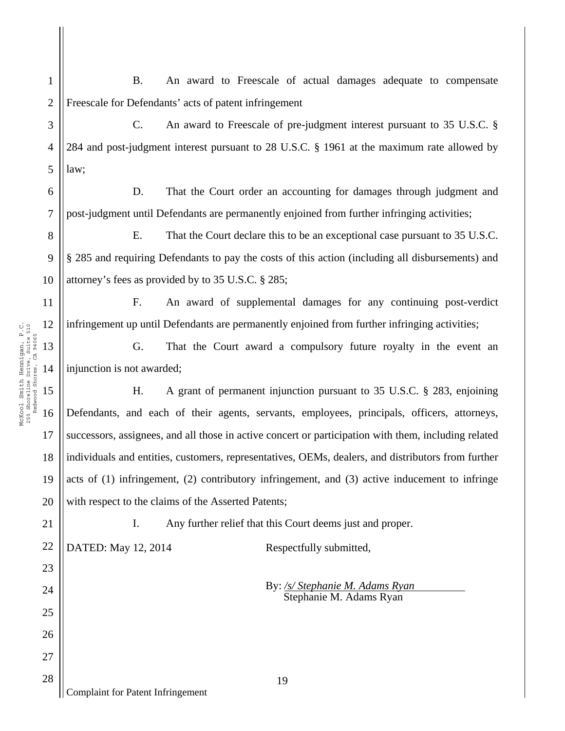B. An award to Freescale of actual damages adequate to compensate Freescale for Defendants' acts of patent infringement

C. An award to Freescale of pre-judgment interest pursuant to 35 U.S.C. § 284 and post-judgment interest pursuant to 28 U.S.C. § 1961 at the maximum rate allowed by law;

D. That the Court order an accounting for damages through judgment and post-judgment until Defendants are permanently enjoined from further infringing activities;

E. That the Court declare this to be an exceptional case pursuant to 35 U.S.C. § 285 and requiring Defendants to pay the costs of this action (including all disbursements) and attorney's fees as provided by to 35 U.S.C. § 285;

F. An award of supplemental damages for any continuing post-verdict infringement up until Defendants are permanently enjoined from further infringing activities;

G. That the Court award a compulsory future royalty in the event an injunction is not awarded;

H. A grant of permanent injunction pursuant to 35 U.S.C. § 283, enjoining Defendants, and each of their agents, servants, employees, principals, officers, attorneys, successors, assignees, and all those in active concert or participation with them, including related individuals and entities, customers, representatives, OEMs, dealers, and distributors from further acts of (1) infringement, (2) contributory infringement, and (3) active inducement to infringe with respect to the claims of the Asserted Patents;

I. Any further relief that this Court deems just and proper.

DATED: May 12, 2014

Respectfully submitted,

By: */s/ Stephanie M. Adams Ryan*
Stephanie M. Adams Ryan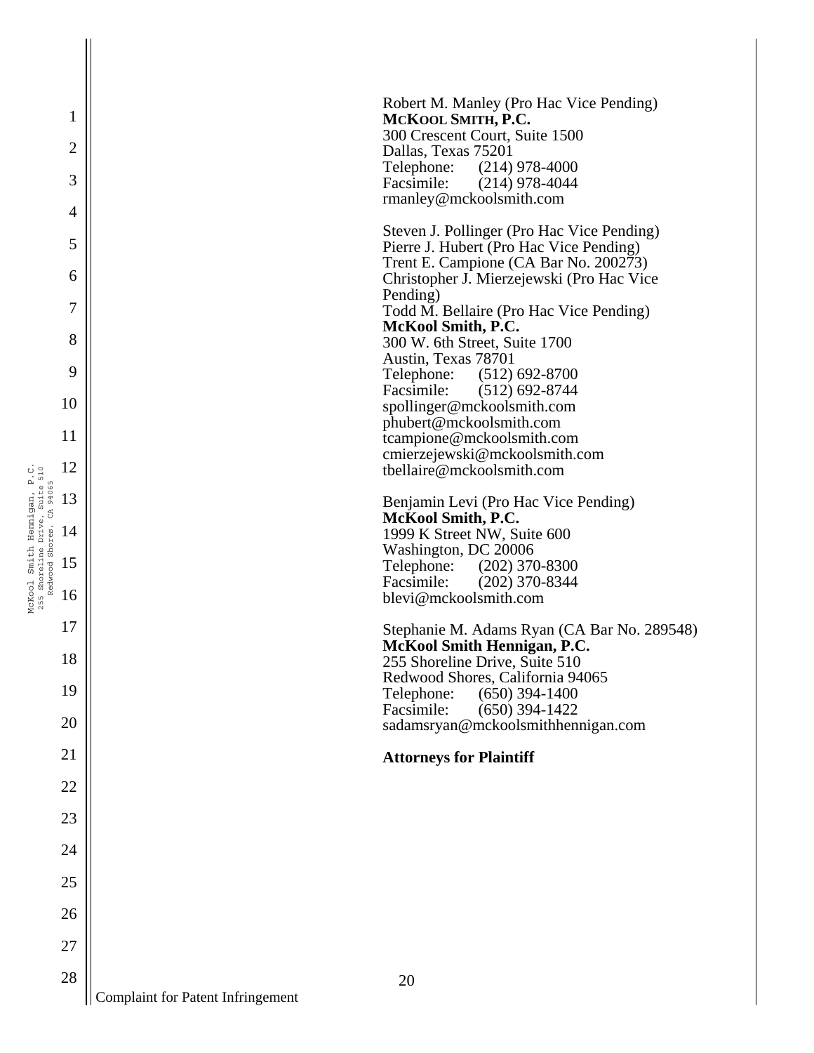Robert M. Manley (Pro Hac Vice Pending)
**MCKOOL SMITH, P.C.**
300 Crescent Court, Suite 1500
Dallas, Texas 75201
Telephone: (214) 978-4000
Facsimile: (214) 978-4044
rmanley@mckoolsmith.com

Steven J. Pollinger (Pro Hac Vice Pending)
Pierre J. Hubert (Pro Hac Vice Pending)
Trent E. Campione (CA Bar No. 200273)
Christopher J. Mierzejewski (Pro Hac Vice Pending)
Todd M. Bellaire (Pro Hac Vice Pending)
**McKool Smith, P.C.**
300 W. 6th Street, Suite 1700
Austin, Texas 78701
Telephone: (512) 692-8700
Facsimile: (512) 692-8744
spollinger@mckoolsmith.com
phubert@mckoolsmith.com
tcampione@mckoolsmith.com
cmierzejewski@mckoolsmith.com
tbellaire@mckoolsmith.com

Benjamin Levi (Pro Hac Vice Pending)
**McKool Smith, P.C.**
1999 K Street NW, Suite 600
Washington, DC 20006
Telephone: (202) 370-8300
Facsimile: (202) 370-8344
blevi@mckoolsmith.com

Stephanie M. Adams Ryan (CA Bar No. 289548)
**McKool Smith Hennigan, P.C.**
255 Shoreline Drive, Suite 510
Redwood Shores, California 94065
Telephone: (650) 394-1400
Facsimile: (650) 394-1422
sadamsryan@mckoolsmithhennigan.com

**Attorneys for Plaintiff**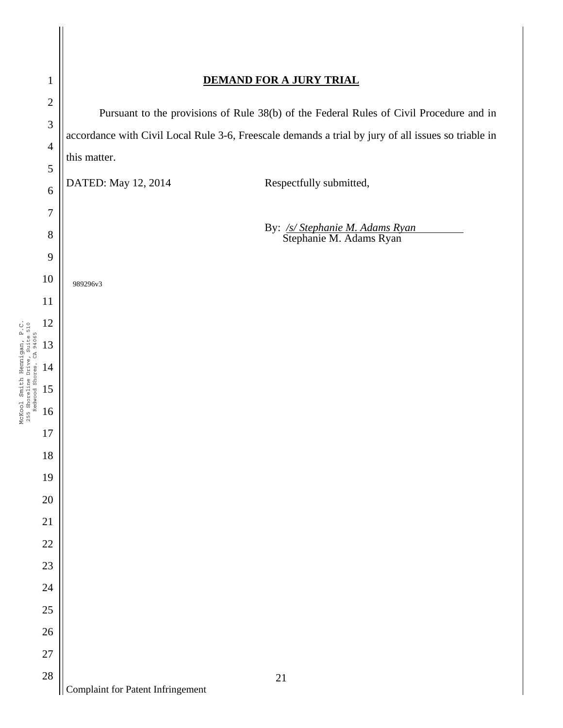## **DEMAND FOR A JURY TRIAL**

Pursuant to the provisions of Rule 38(b) of the Federal Rules of Civil Procedure and in accordance with Civil Local Rule 3-6, Freescale demands a trial by jury of all issues so triable in this matter.

DATED: May 12, 2014

Respectfully submitted,

By: */s/ Stephanie M. Adams Ryan*
Stephanie M. Adams Ryan

989296v3